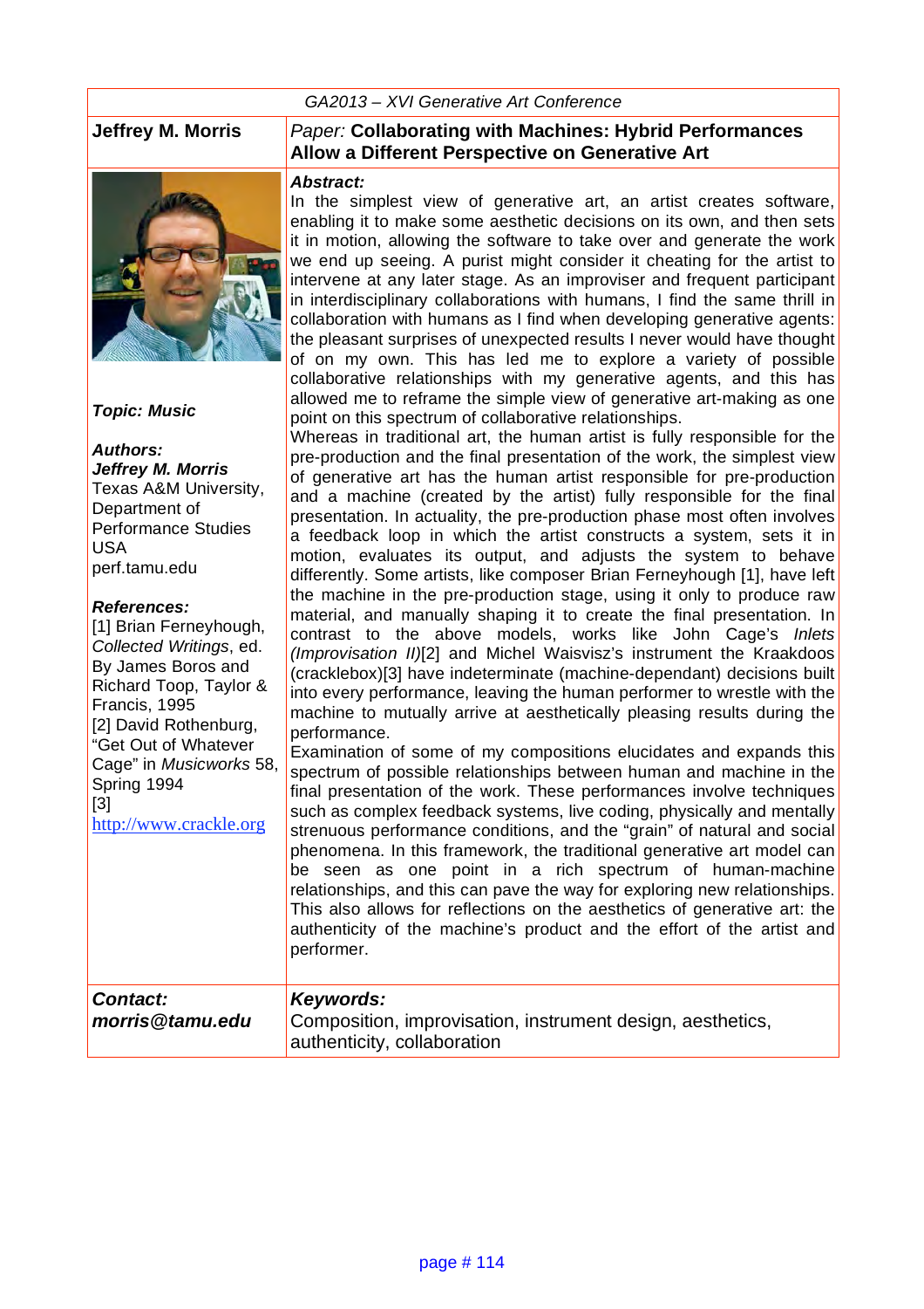GA2013 – XVI Generative Art Conference

**Jeffrey M. Morris**

*Paper:* **Collaborating with Machines: Hybrid Performances Allow a Different Perspective on Generative Art**

***Topic: Music***

***Authors:***
***Jeffrey M. Morris***
Texas A&M University, Department of Performance Studies
USA
perf.tamu.edu

***References:***
[1] Brian Ferneyhough, *Collected Writings*, ed. By James Boros and Richard Toop, Taylor & Francis, 1995
[2] David Rothenburg, "Get Out of Whatever Cage" in *Musicworks* 58, Spring 1994
[3] http://www.crackle.org

***Abstract:***
In the simplest view of generative art, an artist creates software, enabling it to make some aesthetic decisions on its own, and then sets it in motion, allowing the software to take over and generate the work we end up seeing. A purist might consider it cheating for the artist to intervene at any later stage. As an improviser and frequent participant in interdisciplinary collaborations with humans, I find the same thrill in collaboration with humans as I find when developing generative agents: the pleasant surprises of unexpected results I never would have thought of on my own. This has led me to explore a variety of possible collaborative relationships with my generative agents, and this has allowed me to reframe the simple view of generative art-making as one point on this spectrum of collaborative relationships.
Whereas in traditional art, the human artist is fully responsible for the pre-production and the final presentation of the work, the simplest view of generative art has the human artist responsible for pre-production and a machine (created by the artist) fully responsible for the final presentation. In actuality, the pre-production phase most often involves a feedback loop in which the artist constructs a system, sets it in motion, evaluates its output, and adjusts the system to behave differently. Some artists, like composer Brian Ferneyhough [1], have left the machine in the pre-production stage, using it only to produce raw material, and manually shaping it to create the final presentation. In contrast to the above models, works like John Cage's *Inlets (Improvisation II)*[2] and Michel Waisvisz's instrument the Kraakdoos (cracklebox)[3] have indeterminate (machine-dependant) decisions built into every performance, leaving the human performer to wrestle with the machine to mutually arrive at aesthetically pleasing results during the performance.
Examination of some of my compositions elucidates and expands this spectrum of possible relationships between human and machine in the final presentation of the work. These performances involve techniques such as complex feedback systems, live coding, physically and mentally strenuous performance conditions, and the "grain" of natural and social phenomena. In this framework, the traditional generative art model can be seen as one point in a rich spectrum of human-machine relationships, and this can pave the way for exploring new relationships. This also allows for reflections on the aesthetics of generative art: the authenticity of the machine's product and the effort of the artist and performer.

***Contact:***
***morris@tamu.edu***

***Keywords:***
Composition, improvisation, instrument design, aesthetics, authenticity, collaboration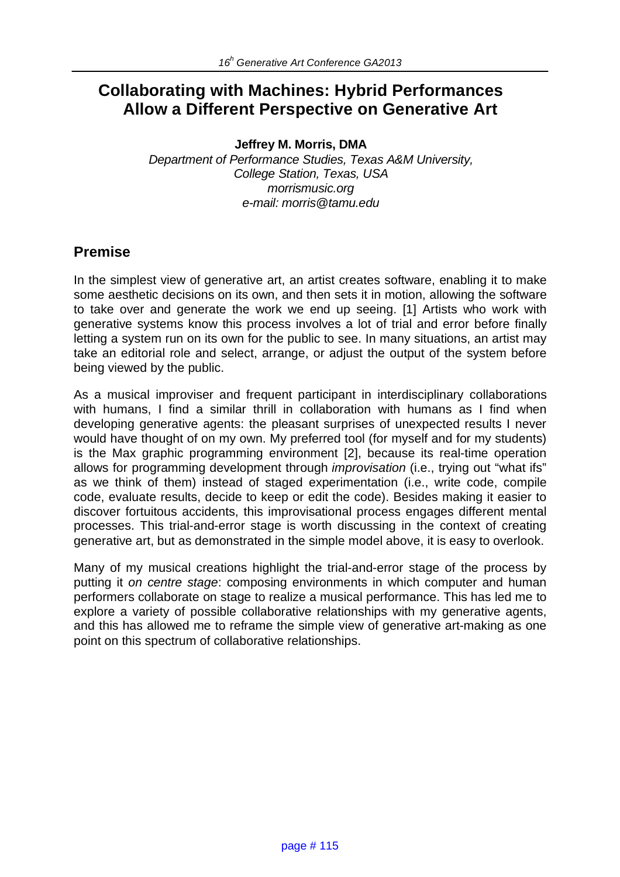# Collaborating with Machines: Hybrid Performances Allow a Different Perspective on Generative Art

**Jeffrey M. Morris, DMA**

*Department of Performance Studies, Texas A&M University,*
*College Station, Texas, USA*
*morrismusic.org*
*e-mail: morris@tamu.edu*

## Premise

In the simplest view of generative art, an artist creates software, enabling it to make some aesthetic decisions on its own, and then sets it in motion, allowing the software to take over and generate the work we end up seeing. [1] Artists who work with generative systems know this process involves a lot of trial and error before finally letting a system run on its own for the public to see. In many situations, an artist may take an editorial role and select, arrange, or adjust the output of the system before being viewed by the public.

As a musical improviser and frequent participant in interdisciplinary collaborations with humans, I find a similar thrill in collaboration with humans as I find when developing generative agents: the pleasant surprises of unexpected results I never would have thought of on my own. My preferred tool (for myself and for my students) is the Max graphic programming environment [2], because its real-time operation allows for programming development through *improvisation* (i.e., trying out "what ifs" as we think of them) instead of staged experimentation (i.e., write code, compile code, evaluate results, decide to keep or edit the code). Besides making it easier to discover fortuitous accidents, this improvisational process engages different mental processes. This trial-and-error stage is worth discussing in the context of creating generative art, but as demonstrated in the simple model above, it is easy to overlook.

Many of my musical creations highlight the trial-and-error stage of the process by putting it *on centre stage*: composing environments in which computer and human performers collaborate on stage to realize a musical performance. This has led me to explore a variety of possible collaborative relationships with my generative agents, and this has allowed me to reframe the simple view of generative art-making as one point on this spectrum of collaborative relationships.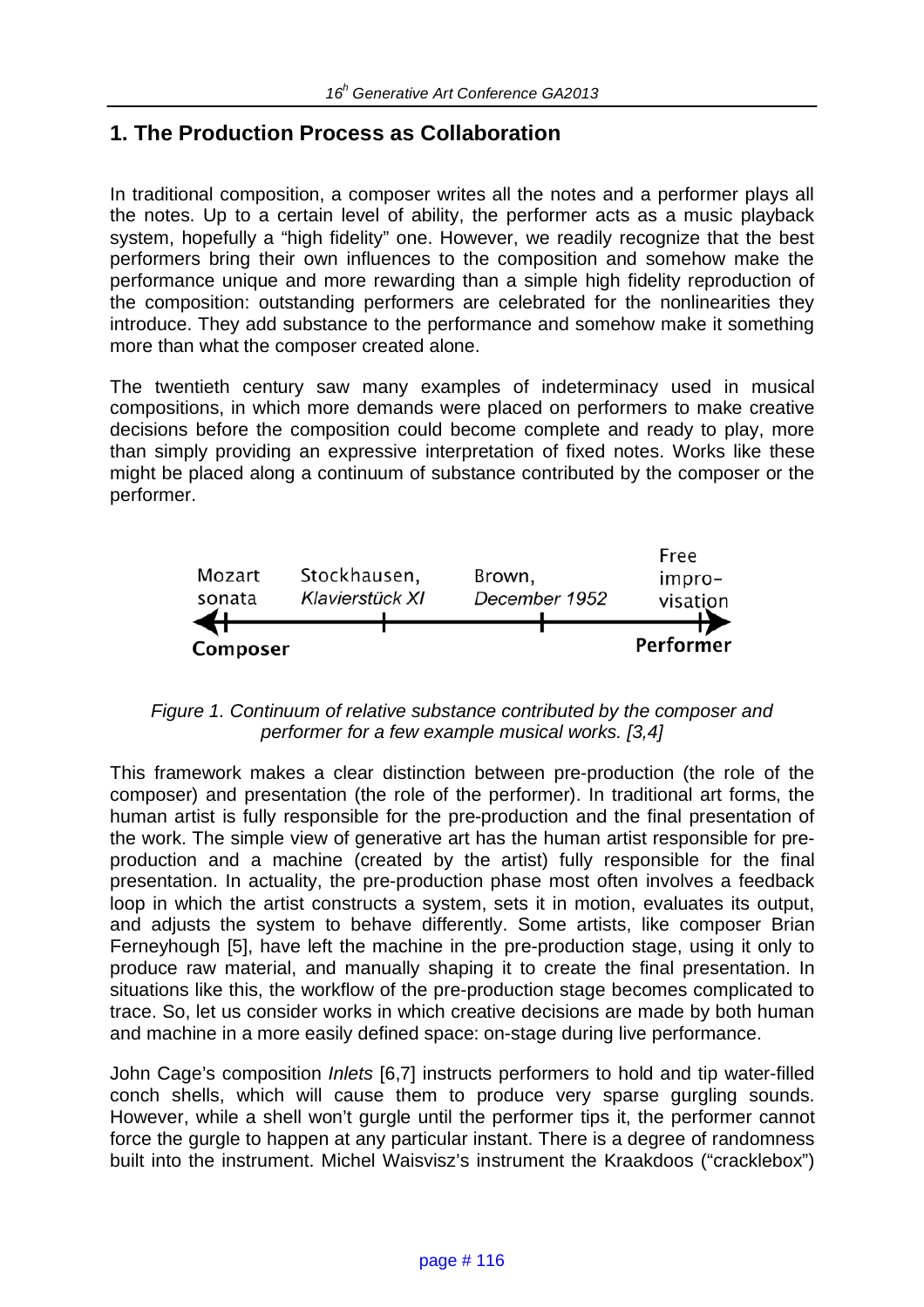## 1. The Production Process as Collaboration

In traditional composition, a composer writes all the notes and a performer plays all the notes. Up to a certain level of ability, the performer acts as a music playback system, hopefully a "high fidelity" one. However, we readily recognize that the best performers bring their own influences to the composition and somehow make the performance unique and more rewarding than a simple high fidelity reproduction of the composition: outstanding performers are celebrated for the nonlinearities they introduce. They add substance to the performance and somehow make it something more than what the composer created alone.

The twentieth century saw many examples of indeterminacy used in musical compositions, in which more demands were placed on performers to make creative decisions before the composition could become complete and ready to play, more than simply providing an expressive interpretation of fixed notes. Works like these might be placed along a continuum of substance contributed by the composer or the performer.

Mozart sonata — Stockhausen, *Klavierstück XI* — Brown, *December 1952* — Free impro-visation

**Composer** ⟷ **Performer**

*Figure 1. Continuum of relative substance contributed by the composer and performer for a few example musical works. [3,4]*

This framework makes a clear distinction between pre-production (the role of the composer) and presentation (the role of the performer). In traditional art forms, the human artist is fully responsible for the pre-production and the final presentation of the work. The simple view of generative art has the human artist responsible for pre-production and a machine (created by the artist) fully responsible for the final presentation. In actuality, the pre-production phase most often involves a feedback loop in which the artist constructs a system, sets it in motion, evaluates its output, and adjusts the system to behave differently. Some artists, like composer Brian Ferneyhough [5], have left the machine in the pre-production stage, using it only to produce raw material, and manually shaping it to create the final presentation. In situations like this, the workflow of the pre-production stage becomes complicated to trace. So, let us consider works in which creative decisions are made by both human and machine in a more easily defined space: on-stage during live performance.

John Cage's composition *Inlets* [6,7] instructs performers to hold and tip water-filled conch shells, which will cause them to produce very sparse gurgling sounds. However, while a shell won't gurgle until the performer tips it, the performer cannot force the gurgle to happen at any particular instant. There is a degree of randomness built into the instrument. Michel Waisvisz's instrument the Kraakdoos ("cracklebox")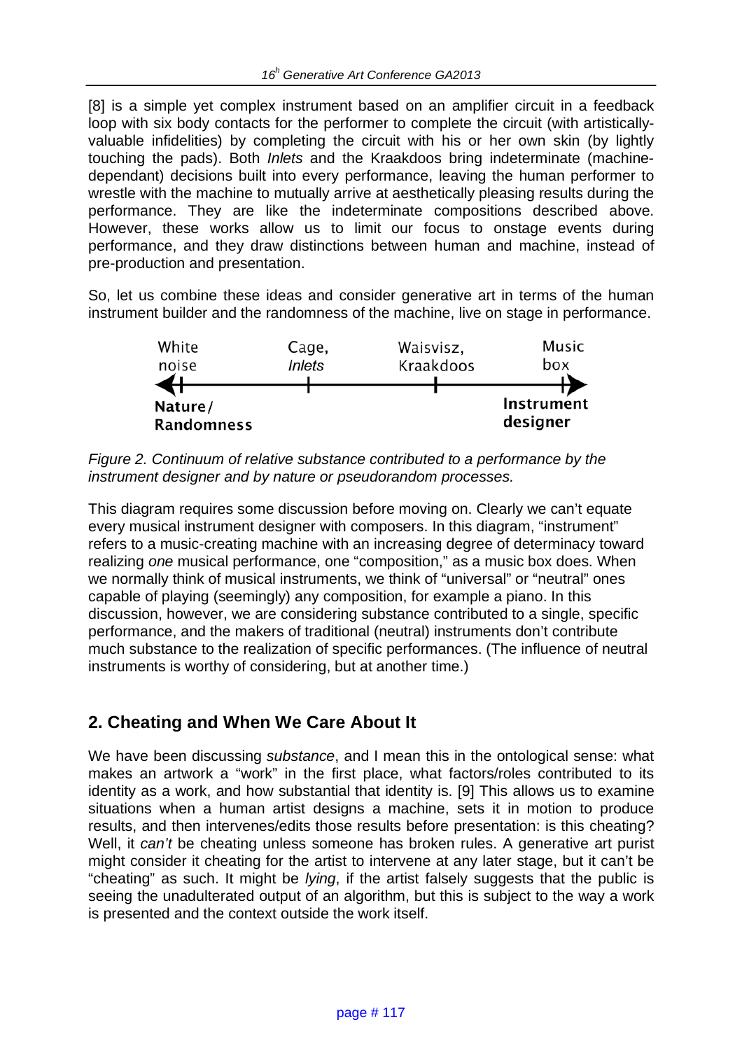[8] is a simple yet complex instrument based on an amplifier circuit in a feedback loop with six body contacts for the performer to complete the circuit (with artistically-valuable infidelities) by completing the circuit with his or her own skin (by lightly touching the pads). Both *Inlets* and the Kraakdoos bring indeterminate (machine-dependant) decisions built into every performance, leaving the human performer to wrestle with the machine to mutually arrive at aesthetically pleasing results during the performance. They are like the indeterminate compositions described above. However, these works allow us to limit our focus to onstage events during performance, and they draw distinctions between human and machine, instead of pre-production and presentation.

So, let us combine these ideas and consider generative art in terms of the human instrument builder and the randomness of the machine, live on stage in performance.

| White noise | Cage, *Inlets* | Waisvisz, Kraakdoos | Music box |
|---|---|---|---|
| **Nature/ Randomness** ◄ | | | ► **Instrument designer** |

*Figure 2. Continuum of relative substance contributed to a performance by the instrument designer and by nature or pseudorandom processes.*

This diagram requires some discussion before moving on. Clearly we can't equate every musical instrument designer with composers. In this diagram, "instrument" refers to a music-creating machine with an increasing degree of determinacy toward realizing *one* musical performance, one "composition," as a music box does. When we normally think of musical instruments, we think of "universal" or "neutral" ones capable of playing (seemingly) any composition, for example a piano. In this discussion, however, we are considering substance contributed to a single, specific performance, and the makers of traditional (neutral) instruments don't contribute much substance to the realization of specific performances. (The influence of neutral instruments is worthy of considering, but at another time.)

## 2. Cheating and When We Care About It

We have been discussing *substance*, and I mean this in the ontological sense: what makes an artwork a "work" in the first place, what factors/roles contributed to its identity as a work, and how substantial that identity is. [9] This allows us to examine situations when a human artist designs a machine, sets it in motion to produce results, and then intervenes/edits those results before presentation: is this cheating? Well, it *can't* be cheating unless someone has broken rules. A generative art purist might consider it cheating for the artist to intervene at any later stage, but it can't be "cheating" as such. It might be *lying*, if the artist falsely suggests that the public is seeing the unadulterated output of an algorithm, but this is subject to the way a work is presented and the context outside the work itself.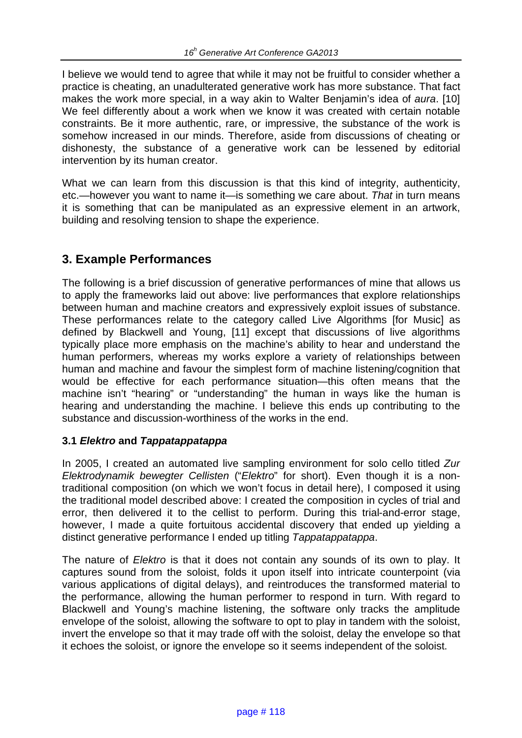I believe we would tend to agree that while it may not be fruitful to consider whether a practice is cheating, an unadulterated generative work has more substance. That fact makes the work more special, in a way akin to Walter Benjamin's idea of *aura*. [10] We feel differently about a work when we know it was created with certain notable constraints. Be it more authentic, rare, or impressive, the substance of the work is somehow increased in our minds. Therefore, aside from discussions of cheating or dishonesty, the substance of a generative work can be lessened by editorial intervention by its human creator.

What we can learn from this discussion is that this kind of integrity, authenticity, etc.—however you want to name it—is something we care about. *That* in turn means it is something that can be manipulated as an expressive element in an artwork, building and resolving tension to shape the experience.

## 3. Example Performances

The following is a brief discussion of generative performances of mine that allows us to apply the frameworks laid out above: live performances that explore relationships between human and machine creators and expressively exploit issues of substance. These performances relate to the category called Live Algorithms [for Music] as defined by Blackwell and Young, [11] except that discussions of live algorithms typically place more emphasis on the machine's ability to hear and understand the human performers, whereas my works explore a variety of relationships between human and machine and favour the simplest form of machine listening/cognition that would be effective for each performance situation—this often means that the machine isn't "hearing" or "understanding" the human in ways like the human is hearing and understanding the machine. I believe this ends up contributing to the substance and discussion-worthiness of the works in the end.

### 3.1 *Elektro* and *Tappatappatappa*

In 2005, I created an automated live sampling environment for solo cello titled *Zur Elektrodynamik bewegter Cellisten* ("*Elektro*" for short). Even though it is a non-traditional composition (on which we won't focus in detail here), I composed it using the traditional model described above: I created the composition in cycles of trial and error, then delivered it to the cellist to perform. During this trial-and-error stage, however, I made a quite fortuitous accidental discovery that ended up yielding a distinct generative performance I ended up titling *Tappatappatappa*.

The nature of *Elektro* is that it does not contain any sounds of its own to play. It captures sound from the soloist, folds it upon itself into intricate counterpoint (via various applications of digital delays), and reintroduces the transformed material to the performance, allowing the human performer to respond in turn. With regard to Blackwell and Young's machine listening, the software only tracks the amplitude envelope of the soloist, allowing the software to opt to play in tandem with the soloist, invert the envelope so that it may trade off with the soloist, delay the envelope so that it echoes the soloist, or ignore the envelope so it seems independent of the soloist.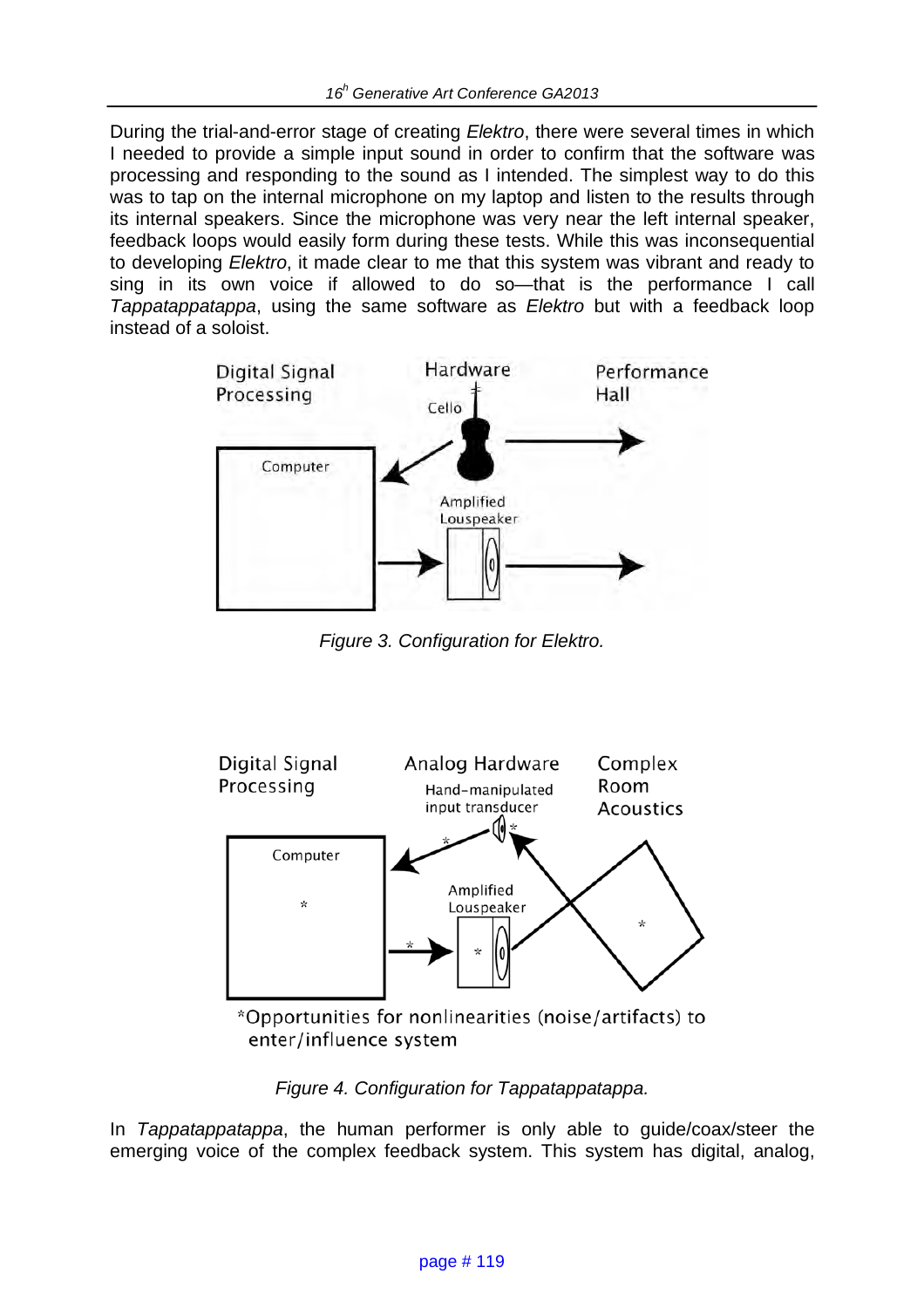During the trial-and-error stage of creating *Elektro*, there were several times in which I needed to provide a simple input sound in order to confirm that the software was processing and responding to the sound as I intended. The simplest way to do this was to tap on the internal microphone on my laptop and listen to the results through its internal speakers. Since the microphone was very near the left internal speaker, feedback loops would easily form during these tests. While this was inconsequential to developing *Elektro*, it made clear to me that this system was vibrant and ready to sing in its own voice if allowed to do so—that is the performance I call *Tappatappatappa*, using the same software as *Elektro* but with a feedback loop instead of a soloist.

*Figure 3. Configuration for Elektro.*

*Figure 4. Configuration for Tappatappatappa.*

In *Tappatappatappa*, the human performer is only able to guide/coax/steer the emerging voice of the complex feedback system. This system has digital, analog,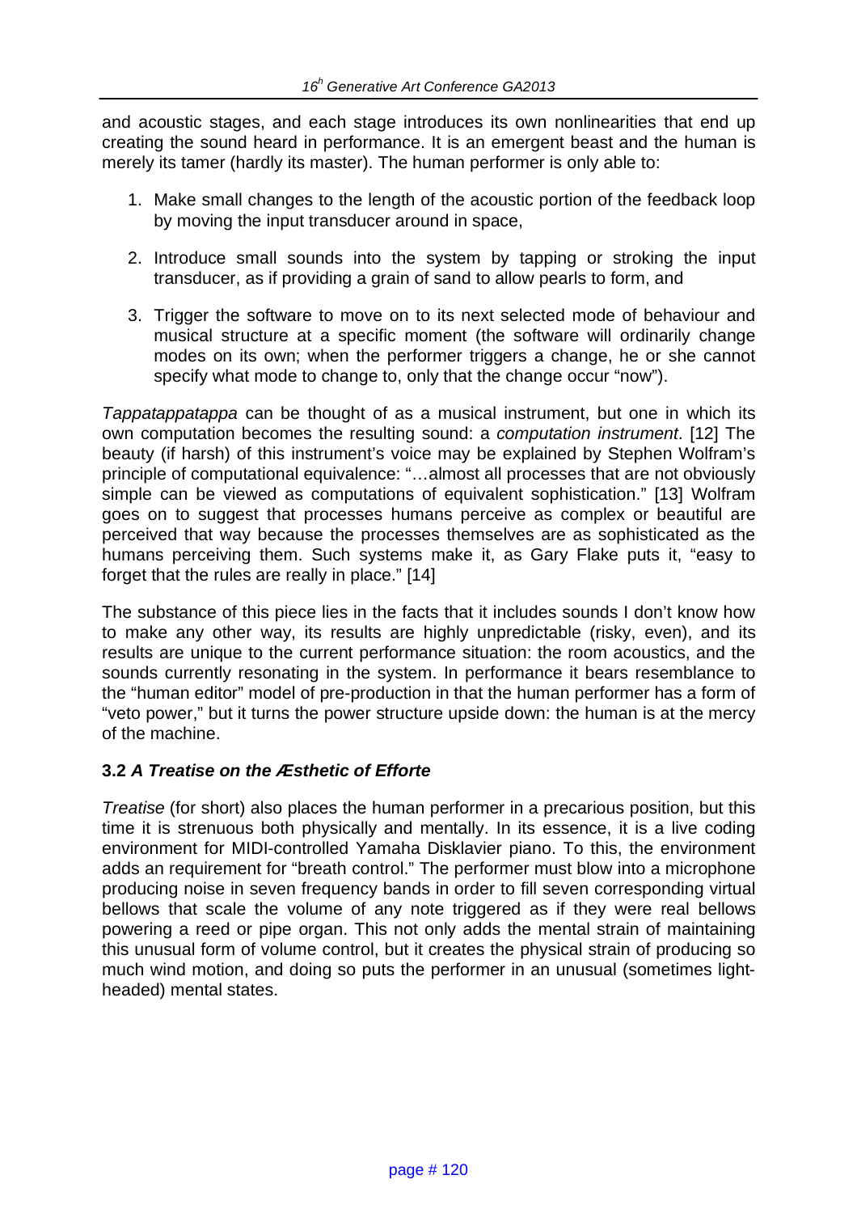and acoustic stages, and each stage introduces its own nonlinearities that end up creating the sound heard in performance. It is an emergent beast and the human is merely its tamer (hardly its master). The human performer is only able to:

1. Make small changes to the length of the acoustic portion of the feedback loop by moving the input transducer around in space,
2. Introduce small sounds into the system by tapping or stroking the input transducer, as if providing a grain of sand to allow pearls to form, and
3. Trigger the software to move on to its next selected mode of behaviour and musical structure at a specific moment (the software will ordinarily change modes on its own; when the performer triggers a change, he or she cannot specify what mode to change to, only that the change occur "now").

*Tappatappatappa* can be thought of as a musical instrument, but one in which its own computation becomes the resulting sound: a *computation instrument*. [12] The beauty (if harsh) of this instrument's voice may be explained by Stephen Wolfram's principle of computational equivalence: "…almost all processes that are not obviously simple can be viewed as computations of equivalent sophistication." [13] Wolfram goes on to suggest that processes humans perceive as complex or beautiful are perceived that way because the processes themselves are as sophisticated as the humans perceiving them. Such systems make it, as Gary Flake puts it, "easy to forget that the rules are really in place." [14]

The substance of this piece lies in the facts that it includes sounds I don't know how to make any other way, its results are highly unpredictable (risky, even), and its results are unique to the current performance situation: the room acoustics, and the sounds currently resonating in the system. In performance it bears resemblance to the "human editor" model of pre-production in that the human performer has a form of "veto power," but it turns the power structure upside down: the human is at the mercy of the machine.

### 3.2 *A Treatise on the Æsthetic of Efforte*

*Treatise* (for short) also places the human performer in a precarious position, but this time it is strenuous both physically and mentally. In its essence, it is a live coding environment for MIDI-controlled Yamaha Disklavier piano. To this, the environment adds an requirement for "breath control." The performer must blow into a microphone producing noise in seven frequency bands in order to fill seven corresponding virtual bellows that scale the volume of any note triggered as if they were real bellows powering a reed or pipe organ. This not only adds the mental strain of maintaining this unusual form of volume control, but it creates the physical strain of producing so much wind motion, and doing so puts the performer in an unusual (sometimes light-headed) mental states.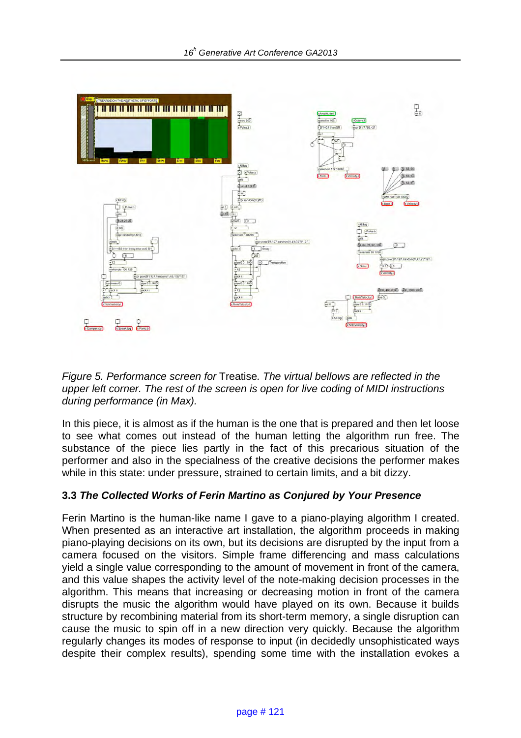*Figure 5. Performance screen for* Treatise. *The virtual bellows are reflected in the upper left corner. The rest of the screen is open for live coding of MIDI instructions during performance (in Max).*

In this piece, it is almost as if the human is the one that is prepared and then let loose to see what comes out instead of the human letting the algorithm run free. The substance of the piece lies partly in the fact of this precarious situation of the performer and also in the specialness of the creative decisions the performer makes while in this state: under pressure, strained to certain limits, and a bit dizzy.

### 3.3 *The Collected Works of Ferin Martino as Conjured by Your Presence*

Ferin Martino is the human-like name I gave to a piano-playing algorithm I created. When presented as an interactive art installation, the algorithm proceeds in making piano-playing decisions on its own, but its decisions are disrupted by the input from a camera focused on the visitors. Simple frame differencing and mass calculations yield a single value corresponding to the amount of movement in front of the camera, and this value shapes the activity level of the note-making decision processes in the algorithm. This means that increasing or decreasing motion in front of the camera disrupts the music the algorithm would have played on its own. Because it builds structure by recombining material from its short-term memory, a single disruption can cause the music to spin off in a new direction very quickly. Because the algorithm regularly changes its modes of response to input (in decidedly unsophisticated ways despite their complex results), spending some time with the installation evokes a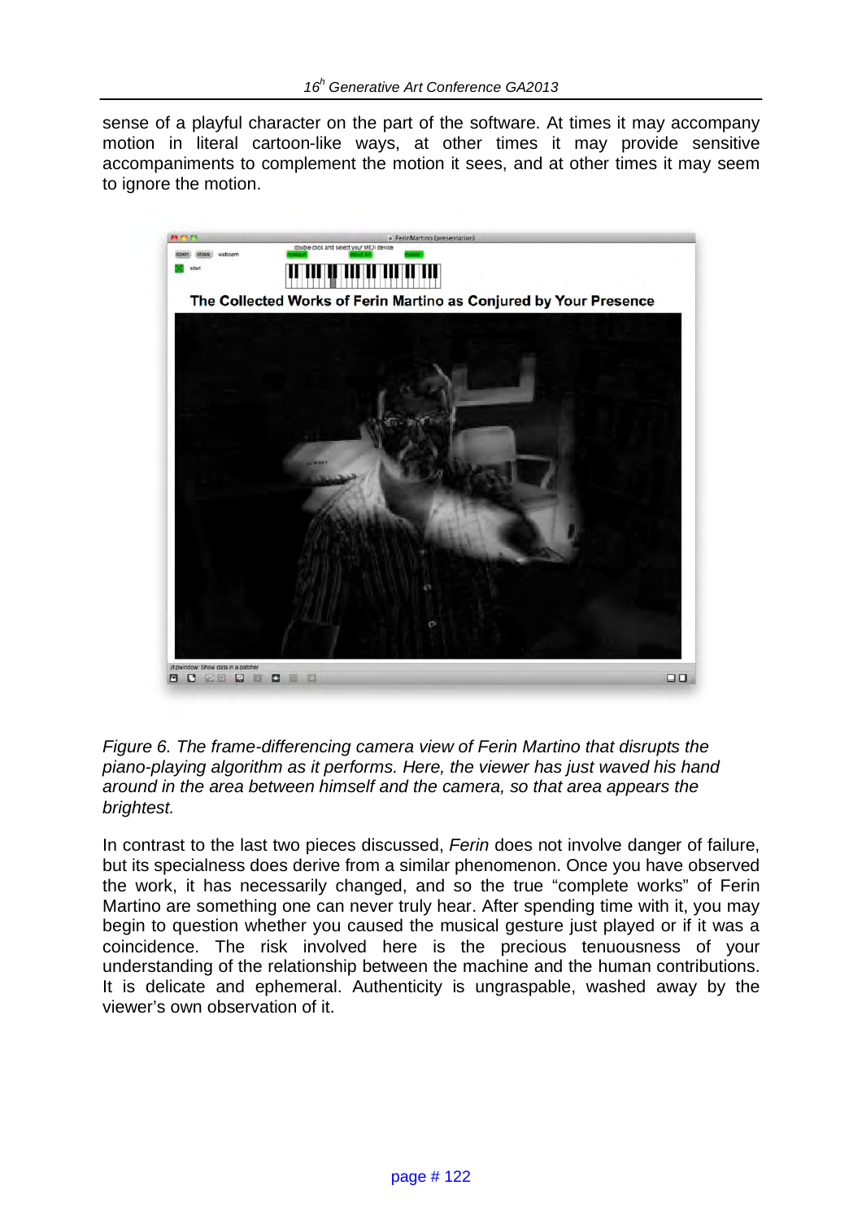sense of a playful character on the part of the software. At times it may accompany motion in literal cartoon-like ways, at other times it may provide sensitive accompaniments to complement the motion it sees, and at other times it may seem to ignore the motion.

*Figure 6. The frame-differencing camera view of Ferin Martino that disrupts the piano-playing algorithm as it performs. Here, the viewer has just waved his hand around in the area between himself and the camera, so that area appears the brightest.*

In contrast to the last two pieces discussed, *Ferin* does not involve danger of failure, but its specialness does derive from a similar phenomenon. Once you have observed the work, it has necessarily changed, and so the true "complete works" of Ferin Martino are something one can never truly hear. After spending time with it, you may begin to question whether you caused the musical gesture just played or if it was a coincidence. The risk involved here is the precious tenuousness of your understanding of the relationship between the machine and the human contributions. It is delicate and ephemeral. Authenticity is ungraspable, washed away by the viewer's own observation of it.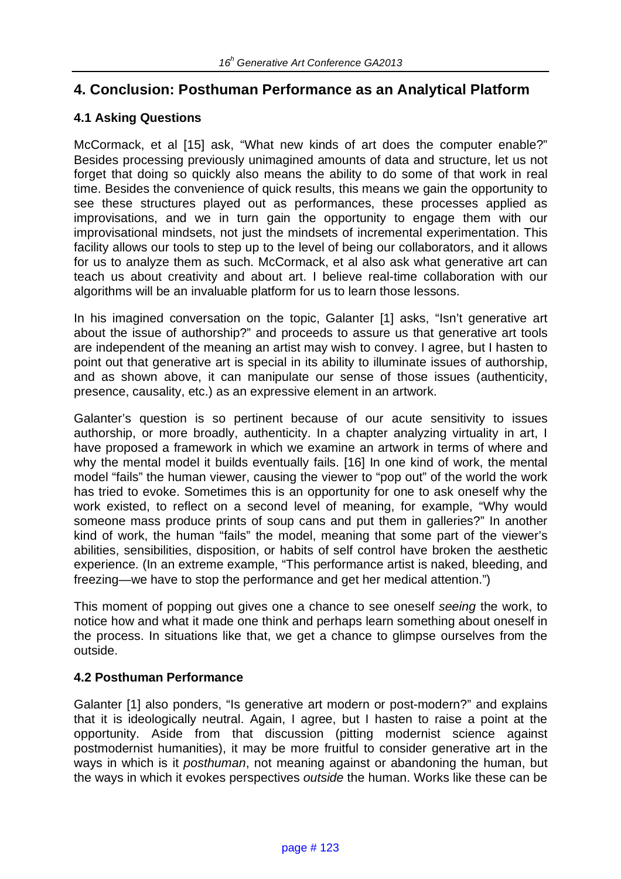## 4. Conclusion: Posthuman Performance as an Analytical Platform

### 4.1 Asking Questions

McCormack, et al [15] ask, "What new kinds of art does the computer enable?" Besides processing previously unimagined amounts of data and structure, let us not forget that doing so quickly also means the ability to do some of that work in real time. Besides the convenience of quick results, this means we gain the opportunity to see these structures played out as performances, these processes applied as improvisations, and we in turn gain the opportunity to engage them with our improvisational mindsets, not just the mindsets of incremental experimentation. This facility allows our tools to step up to the level of being our collaborators, and it allows for us to analyze them as such. McCormack, et al also ask what generative art can teach us about creativity and about art. I believe real-time collaboration with our algorithms will be an invaluable platform for us to learn those lessons.

In his imagined conversation on the topic, Galanter [1] asks, "Isn't generative art about the issue of authorship?" and proceeds to assure us that generative art tools are independent of the meaning an artist may wish to convey. I agree, but I hasten to point out that generative art is special in its ability to illuminate issues of authorship, and as shown above, it can manipulate our sense of those issues (authenticity, presence, causality, etc.) as an expressive element in an artwork.

Galanter's question is so pertinent because of our acute sensitivity to issues authorship, or more broadly, authenticity. In a chapter analyzing virtuality in art, I have proposed a framework in which we examine an artwork in terms of where and why the mental model it builds eventually fails. [16] In one kind of work, the mental model "fails" the human viewer, causing the viewer to "pop out" of the world the work has tried to evoke. Sometimes this is an opportunity for one to ask oneself why the work existed, to reflect on a second level of meaning, for example, "Why would someone mass produce prints of soup cans and put them in galleries?" In another kind of work, the human "fails" the model, meaning that some part of the viewer's abilities, sensibilities, disposition, or habits of self control have broken the aesthetic experience. (In an extreme example, "This performance artist is naked, bleeding, and freezing—we have to stop the performance and get her medical attention.")

This moment of popping out gives one a chance to see oneself *seeing* the work, to notice how and what it made one think and perhaps learn something about oneself in the process. In situations like that, we get a chance to glimpse ourselves from the outside.

### 4.2 Posthuman Performance

Galanter [1] also ponders, "Is generative art modern or post-modern?" and explains that it is ideologically neutral. Again, I agree, but I hasten to raise a point at the opportunity. Aside from that discussion (pitting modernist science against postmodernist humanities), it may be more fruitful to consider generative art in the ways in which is it *posthuman*, not meaning against or abandoning the human, but the ways in which it evokes perspectives *outside* the human. Works like these can be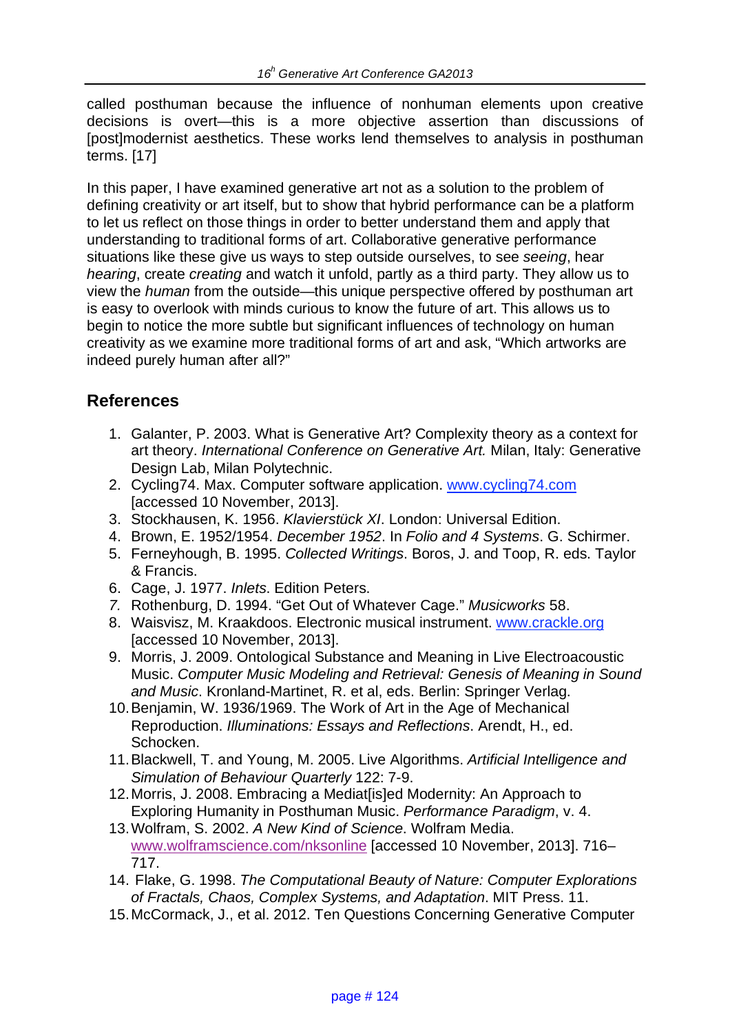called posthuman because the influence of nonhuman elements upon creative decisions is overt—this is a more objective assertion than discussions of [post]modernist aesthetics. These works lend themselves to analysis in posthuman terms. [17]

In this paper, I have examined generative art not as a solution to the problem of defining creativity or art itself, but to show that hybrid performance can be a platform to let us reflect on those things in order to better understand them and apply that understanding to traditional forms of art. Collaborative generative performance situations like these give us ways to step outside ourselves, to see *seeing*, hear *hearing*, create *creating* and watch it unfold, partly as a third party. They allow us to view the *human* from the outside—this unique perspective offered by posthuman art is easy to overlook with minds curious to know the future of art. This allows us to begin to notice the more subtle but significant influences of technology on human creativity as we examine more traditional forms of art and ask, "Which artworks are indeed purely human after all?"

## References

1. Galanter, P. 2003. What is Generative Art? Complexity theory as a context for art theory. *International Conference on Generative Art.* Milan, Italy: Generative Design Lab, Milan Polytechnic.
2. Cycling74. Max. Computer software application. www.cycling74.com [accessed 10 November, 2013].
3. Stockhausen, K. 1956. *Klavierstück XI*. London: Universal Edition.
4. Brown, E. 1952/1954. *December 1952*. In *Folio and 4 Systems*. G. Schirmer.
5. Ferneyhough, B. 1995. *Collected Writings*. Boros, J. and Toop, R. eds. Taylor & Francis.
6. Cage, J. 1977. *Inlets*. Edition Peters.
7. Rothenburg, D. 1994. "Get Out of Whatever Cage." *Musicworks* 58.
8. Waisvisz, M. Kraakdoos. Electronic musical instrument. www.crackle.org [accessed 10 November, 2013].
9. Morris, J. 2009. Ontological Substance and Meaning in Live Electroacoustic Music. *Computer Music Modeling and Retrieval: Genesis of Meaning in Sound and Music*. Kronland-Martinet, R. et al, eds. Berlin: Springer Verlag.
10. Benjamin, W. 1936/1969. The Work of Art in the Age of Mechanical Reproduction. *Illuminations: Essays and Reflections*. Arendt, H., ed. Schocken.
11. Blackwell, T. and Young, M. 2005. Live Algorithms. *Artificial Intelligence and Simulation of Behaviour Quarterly* 122: 7-9.
12. Morris, J. 2008. Embracing a Mediat[is]ed Modernity: An Approach to Exploring Humanity in Posthuman Music. *Performance Paradigm*, v. 4.
13. Wolfram, S. 2002. *A New Kind of Science*. Wolfram Media. www.wolframscience.com/nksonline [accessed 10 November, 2013]. 716–717.
14. Flake, G. 1998. *The Computational Beauty of Nature: Computer Explorations of Fractals, Chaos, Complex Systems, and Adaptation*. MIT Press. 11.
15. McCormack, J., et al. 2012. Ten Questions Concerning Generative Computer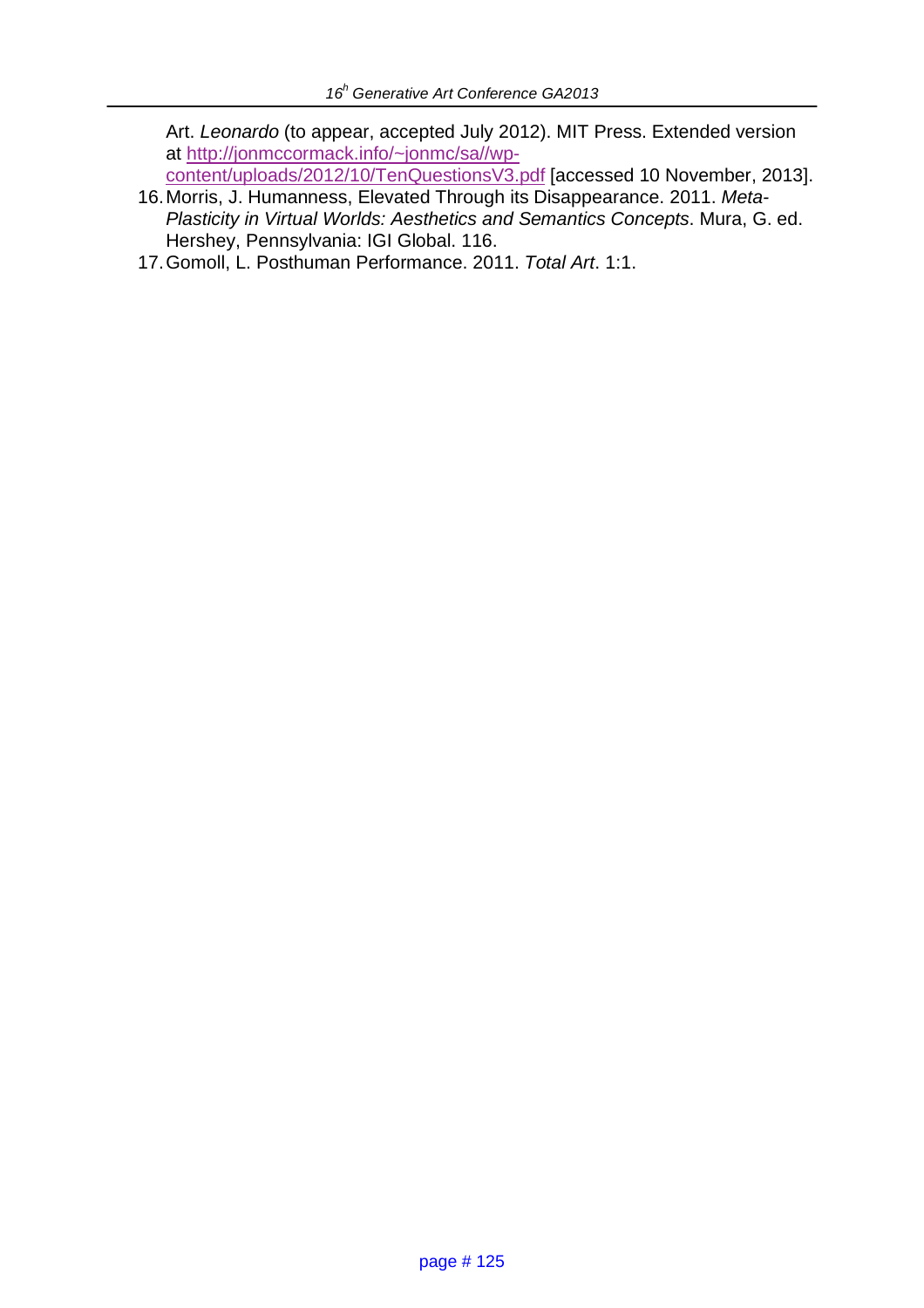Art. *Leonardo* (to appear, accepted July 2012). MIT Press. Extended version at http://jonmccormack.info/~jonmc/sa//wp-content/uploads/2012/10/TenQuestionsV3.pdf [accessed 10 November, 2013].

16. Morris, J. Humanness, Elevated Through its Disappearance. 2011. *Meta-Plasticity in Virtual Worlds: Aesthetics and Semantics Concepts*. Mura, G. ed. Hershey, Pennsylvania: IGI Global. 116.
17. Gomoll, L. Posthuman Performance. 2011. *Total Art*. 1:1.